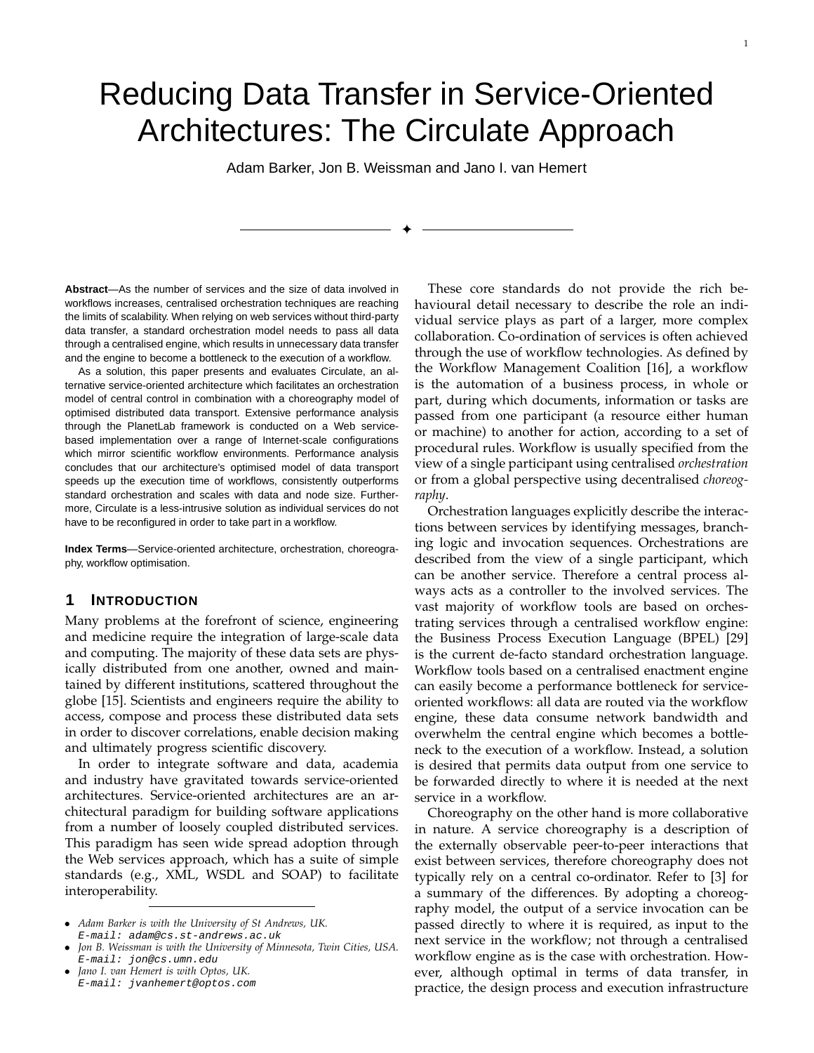# Reducing Data Transfer in Service-Oriented Architectures: The Circulate Approach

Adam Barker, Jon B. Weissman and Jano I. van Hemert

**Abstract**—As the number of services and the size of data involved in workflows increases, centralised orchestration techniques are reaching the limits of scalability. When relying on web services without third-party data transfer, a standard orchestration model needs to pass all data through a centralised engine, which results in unnecessary data transfer and the engine to become a bottleneck to the execution of a workflow.

As a solution, this paper presents and evaluates Circulate, an alternative service-oriented architecture which facilitates an orchestration model of central control in combination with a choreography model of optimised distributed data transport. Extensive performance analysis through the PlanetLab framework is conducted on a Web service-based implementation over a range of Internet-scale configurations which mirror scientific workflow environments. Performance analysis concludes that our architecture's optimised model of data transport speeds up the execution time of workflows, consistently outperforms standard orchestration and scales with data and node size. Furthermore, Circulate is a less-intrusive solution as individual services do not have to be reconfigured in order to take part in a workflow.

**Index Terms**—Service-oriented architecture, orchestration, choreography, workflow optimisation.

## 1 Introduction

Many problems at the forefront of science, engineering and medicine require the integration of large-scale data and computing. The majority of these data sets are physically distributed from one another, owned and maintained by different institutions, scattered throughout the globe [15]. Scientists and engineers require the ability to access, compose and process these distributed data sets in order to discover correlations, enable decision making and ultimately progress scientific discovery.

In order to integrate software and data, academia and industry have gravitated towards service-oriented architectures. Service-oriented architectures are an architectural paradigm for building software applications from a number of loosely coupled distributed services. This paradigm has seen wide spread adoption through the Web services approach, which has a suite of simple standards (e.g., XML, WSDL and SOAP) to facilitate interoperability.

- *Adam Barker is with the University of St Andrews, UK.* E-mail: adam@cs.st-andrews.ac.uk
- *Jon B. Weissman is with the University of Minnesota, Twin Cities, USA.* E-mail: jon@cs.umn.edu
- *Jano I. van Hemert is with Optos, UK.* E-mail: jvanhemert@optos.com

These core standards do not provide the rich behavioural detail necessary to describe the role an individual service plays as part of a larger, more complex collaboration. Co-ordination of services is often achieved through the use of workflow technologies. As defined by the Workflow Management Coalition [16], a workflow is the automation of a business process, in whole or part, during which documents, information or tasks are passed from one participant (a resource either human or machine) to another for action, according to a set of procedural rules. Workflow is usually specified from the view of a single participant using centralised *orchestration* or from a global perspective using decentralised *choreography*.

Orchestration languages explicitly describe the interactions between services by identifying messages, branching logic and invocation sequences. Orchestrations are described from the view of a single participant, which can be another service. Therefore a central process always acts as a controller to the involved services. The vast majority of workflow tools are based on orchestrating services through a centralised workflow engine: the Business Process Execution Language (BPEL) [29] is the current de-facto standard orchestration language. Workflow tools based on a centralised enactment engine can easily become a performance bottleneck for service-oriented workflows: all data are routed via the workflow engine, these data consume network bandwidth and overwhelm the central engine which becomes a bottleneck to the execution of a workflow. Instead, a solution is desired that permits data output from one service to be forwarded directly to where it is needed at the next service in a workflow.

Choreography on the other hand is more collaborative in nature. A service choreography is a description of the externally observable peer-to-peer interactions that exist between services, therefore choreography does not typically rely on a central co-ordinator. Refer to [3] for a summary of the differences. By adopting a choreography model, the output of a service invocation can be passed directly to where it is required, as input to the next service in the workflow; not through a centralised workflow engine as is the case with orchestration. However, although optimal in terms of data transfer, in practice, the design process and execution infrastructure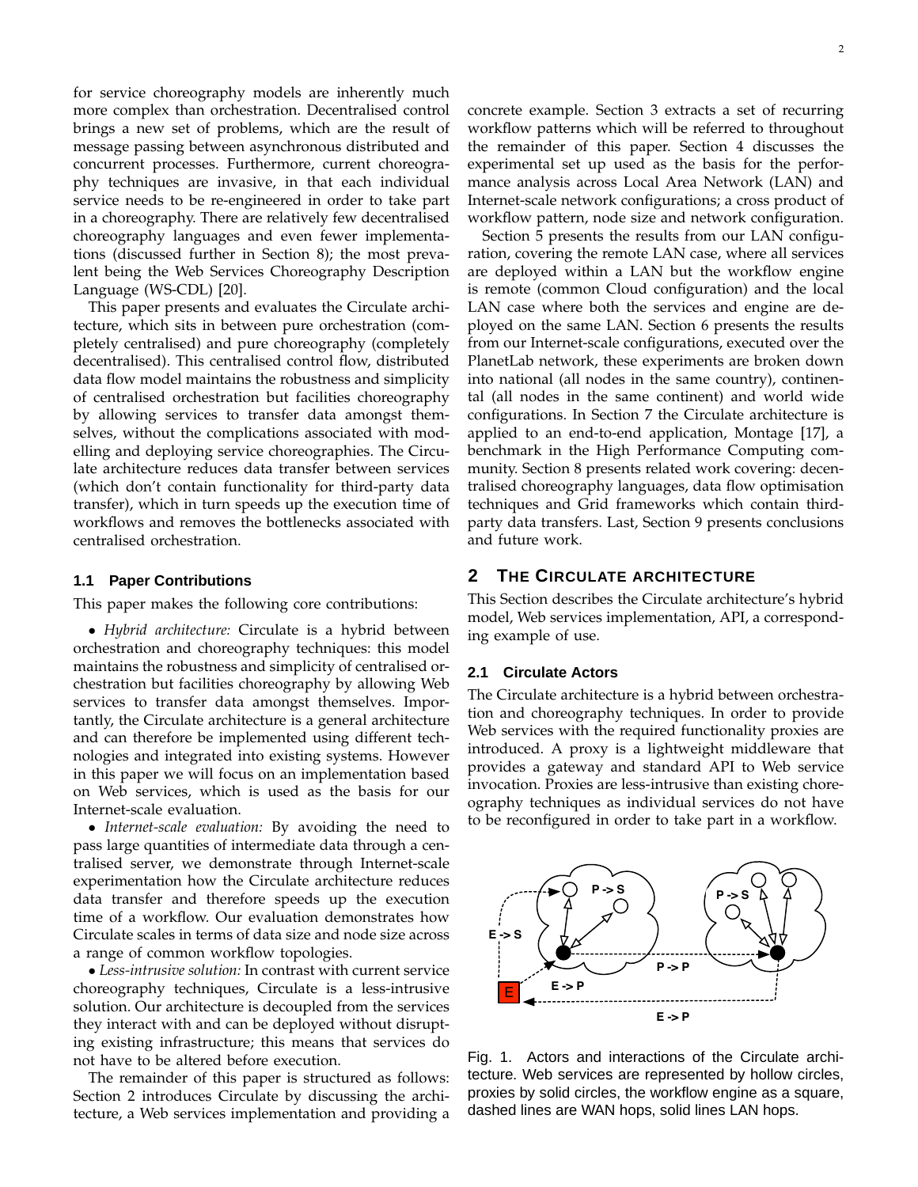for service choreography models are inherently much more complex than orchestration. Decentralised control brings a new set of problems, which are the result of message passing between asynchronous distributed and concurrent processes. Furthermore, current choreography techniques are invasive, in that each individual service needs to be re-engineered in order to take part in a choreography. There are relatively few decentralised choreography languages and even fewer implementations (discussed further in Section 8); the most prevalent being the Web Services Choreography Description Language (WS-CDL) [20].

This paper presents and evaluates the Circulate architecture, which sits in between pure orchestration (completely centralised) and pure choreography (completely decentralised). This centralised control flow, distributed data flow model maintains the robustness and simplicity of centralised orchestration but facilities choreography by allowing services to transfer data amongst themselves, without the complications associated with modelling and deploying service choreographies. The Circulate architecture reduces data transfer between services (which don't contain functionality for third-party data transfer), which in turn speeds up the execution time of workflows and removes the bottlenecks associated with centralised orchestration.

### 1.1 Paper Contributions

This paper makes the following core contributions:

- *Hybrid architecture:* Circulate is a hybrid between orchestration and choreography techniques: this model maintains the robustness and simplicity of centralised orchestration but facilities choreography by allowing Web services to transfer data amongst themselves. Importantly, the Circulate architecture is a general architecture and can therefore be implemented using different technologies and integrated into existing systems. However in this paper we will focus on an implementation based on Web services, which is used as the basis for our Internet-scale evaluation.
- *Internet-scale evaluation:* By avoiding the need to pass large quantities of intermediate data through a centralised server, we demonstrate through Internet-scale experimentation how the Circulate architecture reduces data transfer and therefore speeds up the execution time of a workflow. Our evaluation demonstrates how Circulate scales in terms of data size and node size across a range of common workflow topologies.
- *Less-intrusive solution:* In contrast with current service choreography techniques, Circulate is a less-intrusive solution. Our architecture is decoupled from the services they interact with and can be deployed without disrupting existing infrastructure; this means that services do not have to be altered before execution.

The remainder of this paper is structured as follows: Section 2 introduces Circulate by discussing the architecture, a Web services implementation and providing a concrete example. Section 3 extracts a set of recurring workflow patterns which will be referred to throughout the remainder of this paper. Section 4 discusses the experimental set up used as the basis for the performance analysis across Local Area Network (LAN) and Internet-scale network configurations; a cross product of workflow pattern, node size and network configuration.

Section 5 presents the results from our LAN configuration, covering the remote LAN case, where all services are deployed within a LAN but the workflow engine is remote (common Cloud configuration) and the local LAN case where both the services and engine are deployed on the same LAN. Section 6 presents the results from our Internet-scale configurations, executed over the PlanetLab network, these experiments are broken down into national (all nodes in the same country), continental (all nodes in the same continent) and world wide configurations. In Section 7 the Circulate architecture is applied to an end-to-end application, Montage [17], a benchmark in the High Performance Computing community. Section 8 presents related work covering: decentralised choreography languages, data flow optimisation techniques and Grid frameworks which contain third-party data transfers. Last, Section 9 presents conclusions and future work.

## 2 The Circulate Architecture

This Section describes the Circulate architecture's hybrid model, Web services implementation, API, a corresponding example of use.

### 2.1 Circulate Actors

The Circulate architecture is a hybrid between orchestration and choreography techniques. In order to provide Web services with the required functionality proxies are introduced. A proxy is a lightweight middleware that provides a gateway and standard API to Web service invocation. Proxies are less-intrusive than existing choreography techniques as individual services do not have to be reconfigured in order to take part in a workflow.

Fig. 1. Actors and interactions of the Circulate architecture. Web services are represented by hollow circles, proxies by solid circles, the workflow engine as a square, dashed lines are WAN hops, solid lines LAN hops.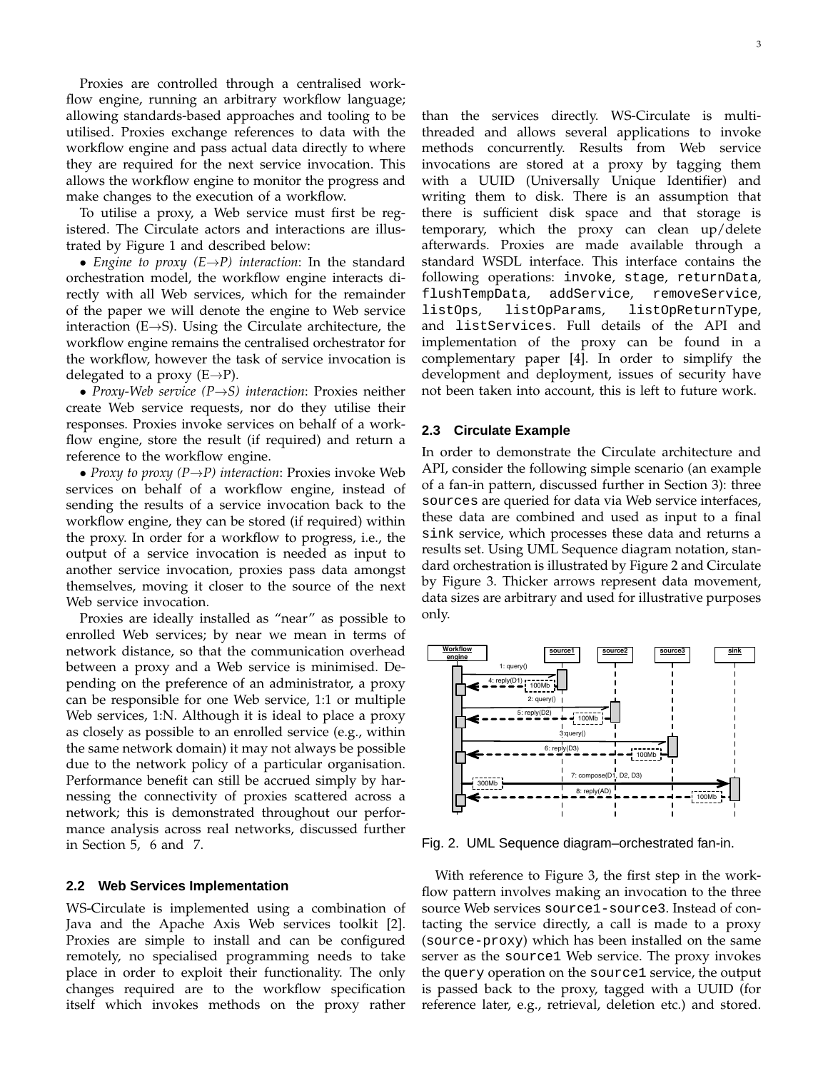Proxies are controlled through a centralised workflow engine, running an arbitrary workflow language; allowing standards-based approaches and tooling to be utilised. Proxies exchange references to data with the workflow engine and pass actual data directly to where they are required for the next service invocation. This allows the workflow engine to monitor the progress and make changes to the execution of a workflow.

To utilise a proxy, a Web service must first be registered. The Circulate actors and interactions are illustrated by Figure 1 and described below:

- *Engine to proxy (E→P) interaction*: In the standard orchestration model, the workflow engine interacts directly with all Web services, which for the remainder of the paper we will denote the engine to Web service interaction (E→S). Using the Circulate architecture, the workflow engine remains the centralised orchestrator for the workflow, however the task of service invocation is delegated to a proxy (E→P).
- *Proxy-Web service (P→S) interaction*: Proxies neither create Web service requests, nor do they utilise their responses. Proxies invoke services on behalf of a workflow engine, store the result (if required) and return a reference to the workflow engine.
- *Proxy to proxy (P→P) interaction*: Proxies invoke Web services on behalf of a workflow engine, instead of sending the results of a service invocation back to the workflow engine, they can be stored (if required) within the proxy. In order for a workflow to progress, i.e., the output of a service invocation is needed as input to another service invocation, proxies pass data amongst themselves, moving it closer to the source of the next Web service invocation.

Proxies are ideally installed as "near" as possible to enrolled Web services; by near we mean in terms of network distance, so that the communication overhead between a proxy and a Web service is minimised. Depending on the preference of an administrator, a proxy can be responsible for one Web service, 1:1 or multiple Web services, 1:N. Although it is ideal to place a proxy as closely as possible to an enrolled service (e.g., within the same network domain) it may not always be possible due to the network policy of a particular organisation. Performance benefit can still be accrued simply by harnessing the connectivity of proxies scattered across a network; this is demonstrated throughout our performance analysis across real networks, discussed further in Section 5, 6 and 7.

### 2.2 Web Services Implementation

WS-Circulate is implemented using a combination of Java and the Apache Axis Web services toolkit [2]. Proxies are simple to install and can be configured remotely, no specialised programming needs to take place in order to exploit their functionality. The only changes required are to the workflow specification itself which invokes methods on the proxy rather than the services directly. WS-Circulate is multi-threaded and allows several applications to invoke methods concurrently. Results from Web service invocations are stored at a proxy by tagging them with a UUID (Universally Unique Identifier) and writing them to disk. There is an assumption that there is sufficient disk space and that storage is temporary, which the proxy can clean up/delete afterwards. Proxies are made available through a standard WSDL interface. This interface contains the following operations: `invoke`, `stage`, `returnData`, `flushTempData`, `addService`, `removeService`, `listOps`, `listOpParams`, `listOpReturnType`, and `listServices`. Full details of the API and implementation of the proxy can be found in a complementary paper [4]. In order to simplify the development and deployment, issues of security have not been taken into account, this is left to future work.

### 2.3 Circulate Example

In order to demonstrate the Circulate architecture and API, consider the following simple scenario (an example of a fan-in pattern, discussed further in Section 3): three `sources` are queried for data via Web service interfaces, these data are combined and used as input to a final `sink` service, which processes these data and returns a results set. Using UML Sequence diagram notation, standard orchestration is illustrated by Figure 2 and Circulate by Figure 3. Thicker arrows represent data movement, data sizes are arbitrary and used for illustrative purposes only.

Fig. 2. UML Sequence diagram–orchestrated fan-in.

With reference to Figure 3, the first step in the workflow pattern involves making an invocation to the three source Web services `source1-source3`. Instead of contacting the service directly, a call is made to a proxy (`source-proxy`) which has been installed on the same server as the `source1` Web service. The proxy invokes the `query` operation on the `source1` service, the output is passed back to the proxy, tagged with a UUID (for reference later, e.g., retrieval, deletion etc.) and stored.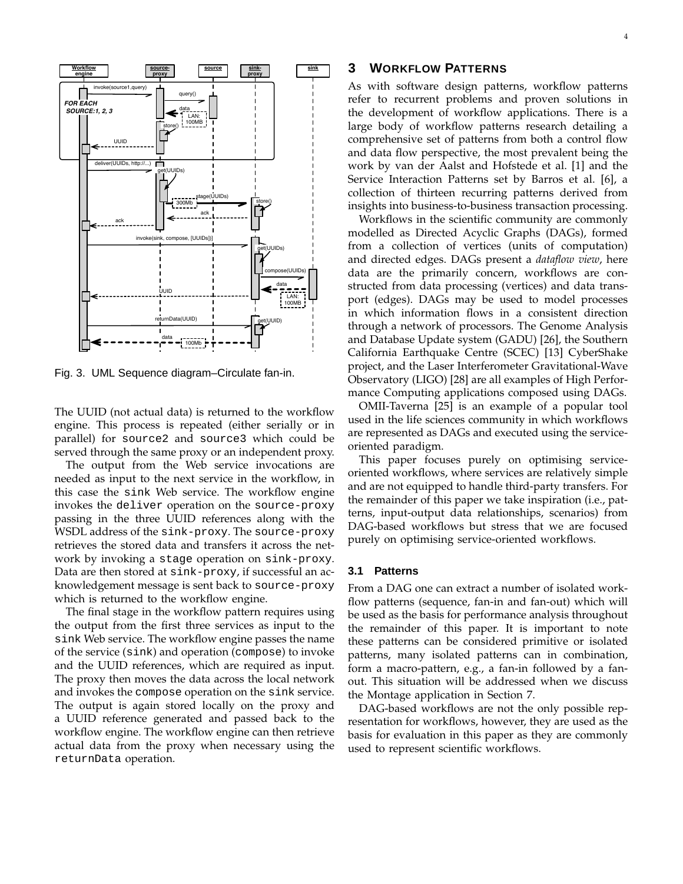Fig. 3. UML Sequence diagram–Circulate fan-in.

The UUID (not actual data) is returned to the workflow engine. This process is repeated (either serially or in parallel) for source2 and source3 which could be served through the same proxy or an independent proxy.

The output from the Web service invocations are needed as input to the next service in the workflow, in this case the sink Web service. The workflow engine invokes the deliver operation on the source-proxy passing in the three UUID references along with the WSDL address of the sink-proxy. The source-proxy retrieves the stored data and transfers it across the network by invoking a stage operation on sink-proxy. Data are then stored at sink-proxy, if successful an acknowledgement message is sent back to source-proxy which is returned to the workflow engine.

The final stage in the workflow pattern requires using the output from the first three services as input to the sink Web service. The workflow engine passes the name of the service (sink) and operation (compose) to invoke and the UUID references, which are required as input. The proxy then moves the data across the local network and invokes the compose operation on the sink service. The output is again stored locally on the proxy and a UUID reference generated and passed back to the workflow engine. The workflow engine can then retrieve actual data from the proxy when necessary using the returnData operation.

## 3 Workflow Patterns

As with software design patterns, workflow patterns refer to recurrent problems and proven solutions in the development of workflow applications. There is a large body of workflow patterns research detailing a comprehensive set of patterns from both a control flow and data flow perspective, the most prevalent being the work by van der Aalst and Hofstede et al. [1] and the Service Interaction Patterns set by Barros et al. [6], a collection of thirteen recurring patterns derived from insights into business-to-business transaction processing.

Workflows in the scientific community are commonly modelled as Directed Acyclic Graphs (DAGs), formed from a collection of vertices (units of computation) and directed edges. DAGs present a *dataflow view*, here data are the primarily concern, workflows are constructed from data processing (vertices) and data transport (edges). DAGs may be used to model processes in which information flows in a consistent direction through a network of processors. The Genome Analysis and Database Update system (GADU) [26], the Southern California Earthquake Centre (SCEC) [13] CyberShake project, and the Laser Interferometer Gravitational-Wave Observatory (LIGO) [28] are all examples of High Performance Computing applications composed using DAGs.

OMII-Taverna [25] is an example of a popular tool used in the life sciences community in which workflows are represented as DAGs and executed using the service-oriented paradigm.

This paper focuses purely on optimising service-oriented workflows, where services are relatively simple and are not equipped to handle third-party transfers. For the remainder of this paper we take inspiration (i.e., patterns, input-output data relationships, scenarios) from DAG-based workflows but stress that we are focused purely on optimising service-oriented workflows.

### 3.1 Patterns

From a DAG one can extract a number of isolated workflow patterns (sequence, fan-in and fan-out) which will be used as the basis for performance analysis throughout the remainder of this paper. It is important to note these patterns can be considered primitive or isolated patterns, many isolated patterns can in combination, form a macro-pattern, e.g., a fan-in followed by a fan-out. This situation will be addressed when we discuss the Montage application in Section 7.

DAG-based workflows are not the only possible representation for workflows, however, they are used as the basis for evaluation in this paper as they are commonly used to represent scientific workflows.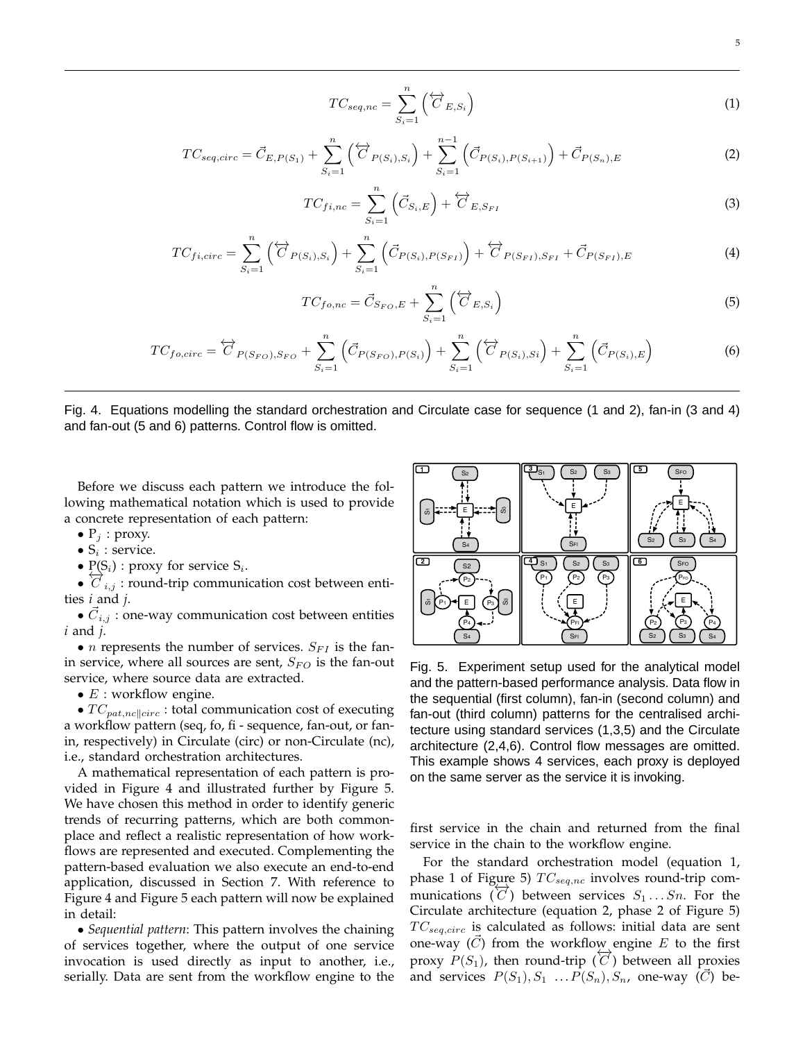$$TC_{seq,nc} = \sum_{S_i=1}^{n} \left( \overleftrightarrow{C}_{E,S_i} \right) \tag{1}$$

$$TC_{seq,circ} = \vec{C}_{E,P(S_1)} + \sum_{S_i=1}^{n} \left( \overleftrightarrow{C}_{P(S_i),S_i} \right) + \sum_{S_i=1}^{n-1} \left( \vec{C}_{P(S_i),P(S_{i+1})} \right) + \vec{C}_{P(S_n),E} \tag{2}$$

$$TC_{fi,nc} = \sum_{S_i=1}^{n} \left( \vec{C}_{S_i,E} \right) + \overleftrightarrow{C}_{E,S_{FI}} \tag{3}$$

$$TC_{fi,circ} = \sum_{S_i=1}^{n} \left( \overleftrightarrow{C}_{P(S_i),S_i} \right) + \sum_{S_i=1}^{n} \left( \vec{C}_{P(S_i),P(S_{FI})} \right) + \overleftrightarrow{C}_{P(S_{FI}),S_{FI}} + \vec{C}_{P(S_{FI}),E} \tag{4}$$

$$TC_{fo,nc} = \vec{C}_{S_{FO},E} + \sum_{S_i=1}^{n} \left( \overleftrightarrow{C}_{E,S_i} \right) \tag{5}$$

$$TC_{fo,circ} = \overleftrightarrow{C}_{P(S_{FO}),S_{FO}} + \sum_{S_i=1}^{n} \left( \vec{C}_{P(S_{FO}),P(S_i)} \right) + \sum_{S_i=1}^{n} \left( \overleftrightarrow{C}_{P(S_i),Si} \right) + \sum_{S_i=1}^{n} \left( \vec{C}_{P(S_i),E} \right) \tag{6}$$

Fig. 4. Equations modelling the standard orchestration and Circulate case for sequence (1 and 2), fan-in (3 and 4) and fan-out (5 and 6) patterns. Control flow is omitted.

Before we discuss each pattern we introduce the following mathematical notation which is used to provide a concrete representation of each pattern:

- $P_j$ : proxy.
- $S_i$ : service.
- $P(S_i)$ : proxy for service $S_i$.
- $\overleftrightarrow{C}_{i,j}$ : round-trip communication cost between entities $i$ and $j$.
- $\vec{C}_{i,j}$ : one-way communication cost between entities $i$ and $j$.
- $n$ represents the number of services. $S_{FI}$ is the fan-in service, where all sources are sent, $S_{FO}$ is the fan-out service, where source data are extracted.
- $E$ : workflow engine.
- $TC_{pat,nc\|circ}$ : total communication cost of executing a workflow pattern (seq, fo, fi - sequence, fan-out, or fan-in, respectively) in Circulate (circ) or non-Circulate (nc), i.e., standard orchestration architectures.

A mathematical representation of each pattern is provided in Figure 4 and illustrated further by Figure 5. We have chosen this method in order to identify generic trends of recurring patterns, which are both commonplace and reflect a realistic representation of how workflows are represented and executed. Complementing the pattern-based evaluation we also execute an end-to-end application, discussed in Section 7. With reference to Figure 4 and Figure 5 each pattern will now be explained in detail:

- *Sequential pattern*: This pattern involves the chaining of services together, where the output of one service invocation is used directly as input to another, i.e., serially. Data are sent from the workflow engine to the first service in the chain and returned from the final service in the chain to the workflow engine.

Fig. 5. Experiment setup used for the analytical model and the pattern-based performance analysis. Data flow in the sequential (first column), fan-in (second column) and fan-out (third column) patterns for the centralised architecture using standard services (1,3,5) and the Circulate architecture (2,4,6). Control flow messages are omitted. This example shows 4 services, each proxy is deployed on the same server as the service it is invoking.

For the standard orchestration model (equation 1, phase 1 of Figure 5) $TC_{seq,nc}$ involves round-trip communications ($\overleftrightarrow{C}$) between services $S_1 \ldots Sn$. For the Circulate architecture (equation 2, phase 2 of Figure 5) $TC_{seq,circ}$ is calculated as follows: initial data are sent one-way ($\vec{C}$) from the workflow engine $E$ to the first proxy $P(S_1)$, then round-trip ($\overleftrightarrow{C}$) between all proxies and services $P(S_1), S_1 \; \ldots P(S_n), S_n$, one-way ($\vec{C}$) be-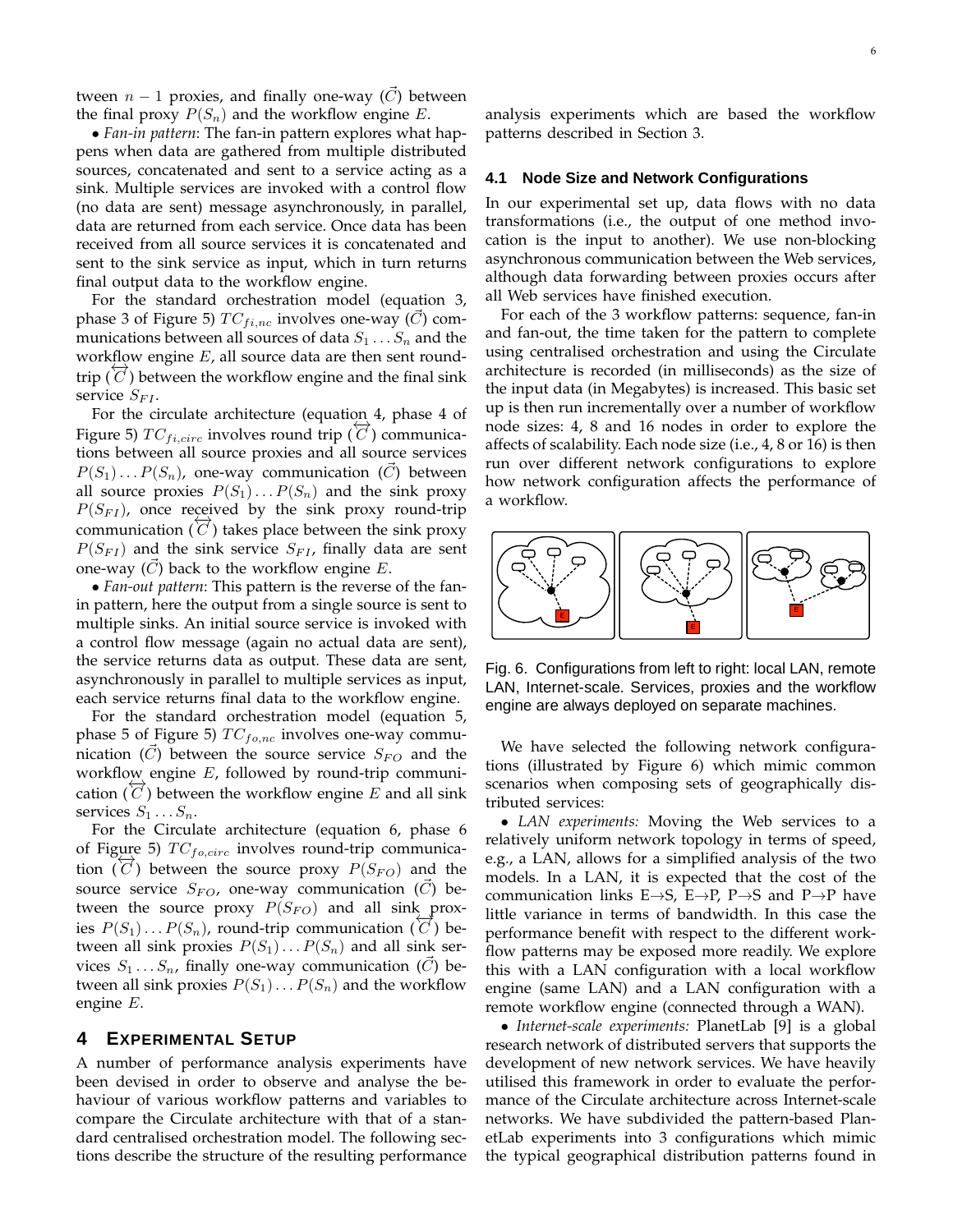tween $n-1$ proxies, and finally one-way ($\vec{C}$) between the final proxy $P(S_n)$ and the workflow engine $E$.

• *Fan-in pattern*: The fan-in pattern explores what happens when data are gathered from multiple distributed sources, concatenated and sent to a service acting as a sink. Multiple services are invoked with a control flow (no data are sent) message asynchronously, in parallel, data are returned from each service. Once data has been received from all source services it is concatenated and sent to the sink service as input, which in turn returns final output data to the workflow engine.

For the standard orchestration model (equation 3, phase 3 of Figure 5) $TC_{fi,nc}$ involves one-way ($\vec{C}$) communications between all sources of data $S_1 \ldots S_n$ and the workflow engine $E$, all source data are then sent round-trip ($\overleftrightarrow{C}$) between the workflow engine and the final sink service $S_{FI}$.

For the circulate architecture (equation 4, phase 4 of Figure 5) $TC_{fi,circ}$ involves round trip ($\overleftrightarrow{C}$) communications between all source proxies and all source services $P(S_1) \ldots P(S_n)$, one-way communication ($\vec{C}$) between all source proxies $P(S_1) \ldots P(S_n)$ and the sink proxy $P(S_{FI})$, once received by the sink proxy round-trip communication ($\overleftrightarrow{C}$) takes place between the sink proxy $P(S_{FI})$ and the sink service $S_{FI}$, finally data are sent one-way ($\vec{C}$) back to the workflow engine $E$.

• *Fan-out pattern*: This pattern is the reverse of the fan-in pattern, here the output from a single source is sent to multiple sinks. An initial source service is invoked with a control flow message (again no actual data are sent), the service returns data as output. These data are sent, asynchronously in parallel to multiple services as input, each service returns final data to the workflow engine.

For the standard orchestration model (equation 5, phase 5 of Figure 5) $TC_{fo,nc}$ involves one-way communication ($\vec{C}$) between the source service $S_{FO}$ and the workflow engine $E$, followed by round-trip communication ($\overleftrightarrow{C}$) between the workflow engine $E$ and all sink services $S_1 \ldots S_n$.

For the Circulate architecture (equation 6, phase 6 of Figure 5) $TC_{fo,circ}$ involves round-trip communication ($\overleftrightarrow{C}$) between the source proxy $P(S_{FO})$ and the source service $S_{FO}$, one-way communication ($\vec{C}$) between the source proxy $P(S_{FO})$ and all sink proxies $P(S_1) \ldots P(S_n)$, round-trip communication ($\overleftrightarrow{C}$) between all sink proxies $P(S_1) \ldots P(S_n)$ and all sink services $S_1 \ldots S_n$, finally one-way communication ($\vec{C}$) between all sink proxies $P(S_1) \ldots P(S_n)$ and the workflow engine $E$.

## 4 Experimental Setup

A number of performance analysis experiments have been devised in order to observe and analyse the behaviour of various workflow patterns and variables to compare the Circulate architecture with that of a standard centralised orchestration model. The following sections describe the structure of the resulting performance analysis experiments which are based the workflow patterns described in Section 3.

### 4.1 Node Size and Network Configurations

In our experimental set up, data flows with no data transformations (i.e., the output of one method invocation is the input to another). We use non-blocking asynchronous communication between the Web services, although data forwarding between proxies occurs after all Web services have finished execution.

For each of the 3 workflow patterns: sequence, fan-in and fan-out, the time taken for the pattern to complete using centralised orchestration and using the Circulate architecture is recorded (in milliseconds) as the size of the input data (in Megabytes) is increased. This basic set up is then run incrementally over a number of workflow node sizes: 4, 8 and 16 nodes in order to explore the affects of scalability. Each node size (i.e., 4, 8 or 16) is then run over different network configurations to explore how network configuration affects the performance of a workflow.

Fig. 6. Configurations from left to right: local LAN, remote LAN, Internet-scale. Services, proxies and the workflow engine are always deployed on separate machines.

We have selected the following network configurations (illustrated by Figure 6) which mimic common scenarios when composing sets of geographically distributed services:

• *LAN experiments:* Moving the Web services to a relatively uniform network topology in terms of speed, e.g., a LAN, allows for a simplified analysis of the two models. In a LAN, it is expected that the cost of the communication links E→S, E→P, P→S and P→P have little variance in terms of bandwidth. In this case the performance benefit with respect to the different workflow patterns may be exposed more readily. We explore this with a LAN configuration with a local workflow engine (same LAN) and a LAN configuration with a remote workflow engine (connected through a WAN).

• *Internet-scale experiments:* PlanetLab [9] is a global research network of distributed servers that supports the development of new network services. We have heavily utilised this framework in order to evaluate the performance of the Circulate architecture across Internet-scale networks. We have subdivided the pattern-based PlanetLab experiments into 3 configurations which mimic the typical geographical distribution patterns found in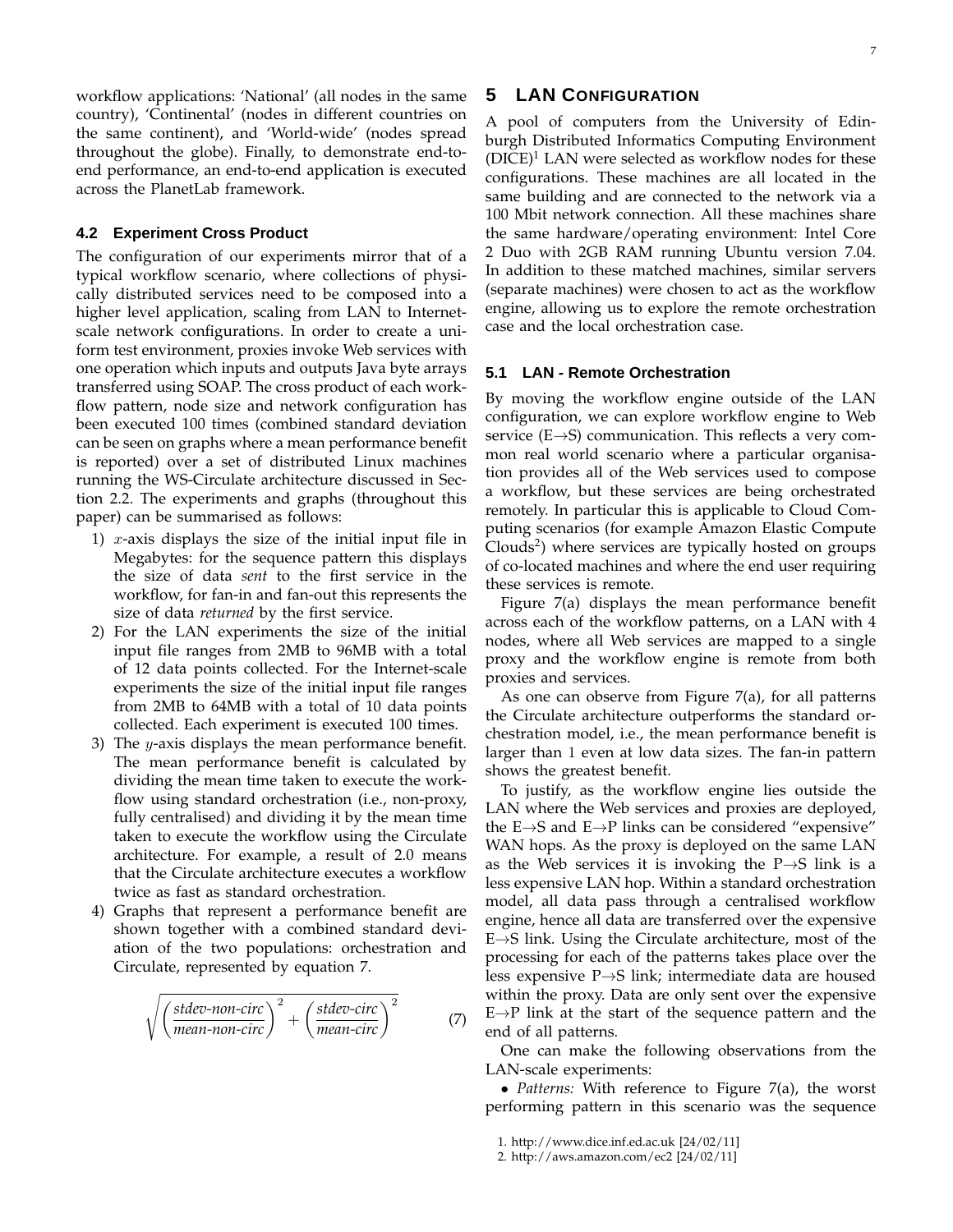workflow applications: 'National' (all nodes in the same country), 'Continental' (nodes in different countries on the same continent), and 'World-wide' (nodes spread throughout the globe). Finally, to demonstrate end-to-end performance, an end-to-end application is executed across the PlanetLab framework.

### 4.2 Experiment Cross Product

The configuration of our experiments mirror that of a typical workflow scenario, where collections of physically distributed services need to be composed into a higher level application, scaling from LAN to Internet-scale network configurations. In order to create a uniform test environment, proxies invoke Web services with one operation which inputs and outputs Java byte arrays transferred using SOAP. The cross product of each workflow pattern, node size and network configuration has been executed 100 times (combined standard deviation can be seen on graphs where a mean performance benefit is reported) over a set of distributed Linux machines running the WS-Circulate architecture discussed in Section 2.2. The experiments and graphs (throughout this paper) can be summarised as follows:

1) $x$-axis displays the size of the initial input file in Megabytes: for the sequence pattern this displays the size of data *sent* to the first service in the workflow, for fan-in and fan-out this represents the size of data *returned* by the first service.
2) For the LAN experiments the size of the initial input file ranges from 2MB to 96MB with a total of 12 data points collected. For the Internet-scale experiments the size of the initial input file ranges from 2MB to 64MB with a total of 10 data points collected. Each experiment is executed 100 times.
3) The $y$-axis displays the mean performance benefit. The mean performance benefit is calculated by dividing the mean time taken to execute the workflow using standard orchestration (i.e., non-proxy, fully centralised) and dividing it by the mean time taken to execute the workflow using the Circulate architecture. For example, a result of 2.0 means that the Circulate architecture executes a workflow twice as fast as standard orchestration.
4) Graphs that represent a performance benefit are shown together with a combined standard deviation of the two populations: orchestration and Circulate, represented by equation 7.

$$\sqrt{\left(\frac{\textit{stdev-non-circ}}{\textit{mean-non-circ}}\right)^2 + \left(\frac{\textit{stdev-circ}}{\textit{mean-circ}}\right)^2} \tag{7}$$

## 5 LAN Configuration

A pool of computers from the University of Edinburgh Distributed Informatics Computing Environment (DICE)[1] LAN were selected as workflow nodes for these configurations. These machines are all located in the same building and are connected to the network via a 100 Mbit network connection. All these machines share the same hardware/operating environment: Intel Core 2 Duo with 2GB RAM running Ubuntu version 7.04. In addition to these matched machines, similar servers (separate machines) were chosen to act as the workflow engine, allowing us to explore the remote orchestration case and the local orchestration case.

### 5.1 LAN - Remote Orchestration

By moving the workflow engine outside of the LAN configuration, we can explore workflow engine to Web service (E→S) communication. This reflects a very common real world scenario where a particular organisation provides all of the Web services used to compose a workflow, but these services are being orchestrated remotely. In particular this is applicable to Cloud Computing scenarios (for example Amazon Elastic Compute Clouds[2]) where services are typically hosted on groups of co-located machines and where the end user requiring these services is remote.

Figure 7(a) displays the mean performance benefit across each of the workflow patterns, on a LAN with 4 nodes, where all Web services are mapped to a single proxy and the workflow engine is remote from both proxies and services.

As one can observe from Figure 7(a), for all patterns the Circulate architecture outperforms the standard orchestration model, i.e., the mean performance benefit is larger than 1 even at low data sizes. The fan-in pattern shows the greatest benefit.

To justify, as the workflow engine lies outside the LAN where the Web services and proxies are deployed, the E→S and E→P links can be considered "expensive" WAN hops. As the proxy is deployed on the same LAN as the Web services it is invoking the P→S link is a less expensive LAN hop. Within a standard orchestration model, all data pass through a centralised workflow engine, hence all data are transferred over the expensive E→S link. Using the Circulate architecture, most of the processing for each of the patterns takes place over the less expensive P→S link; intermediate data are housed within the proxy. Data are only sent over the expensive E→P link at the start of the sequence pattern and the end of all patterns.

One can make the following observations from the LAN-scale experiments:

• *Patterns:* With reference to Figure 7(a), the worst performing pattern in this scenario was the sequence

1. http://www.dice.inf.ed.ac.uk [24/02/11]
2. http://aws.amazon.com/ec2 [24/02/11]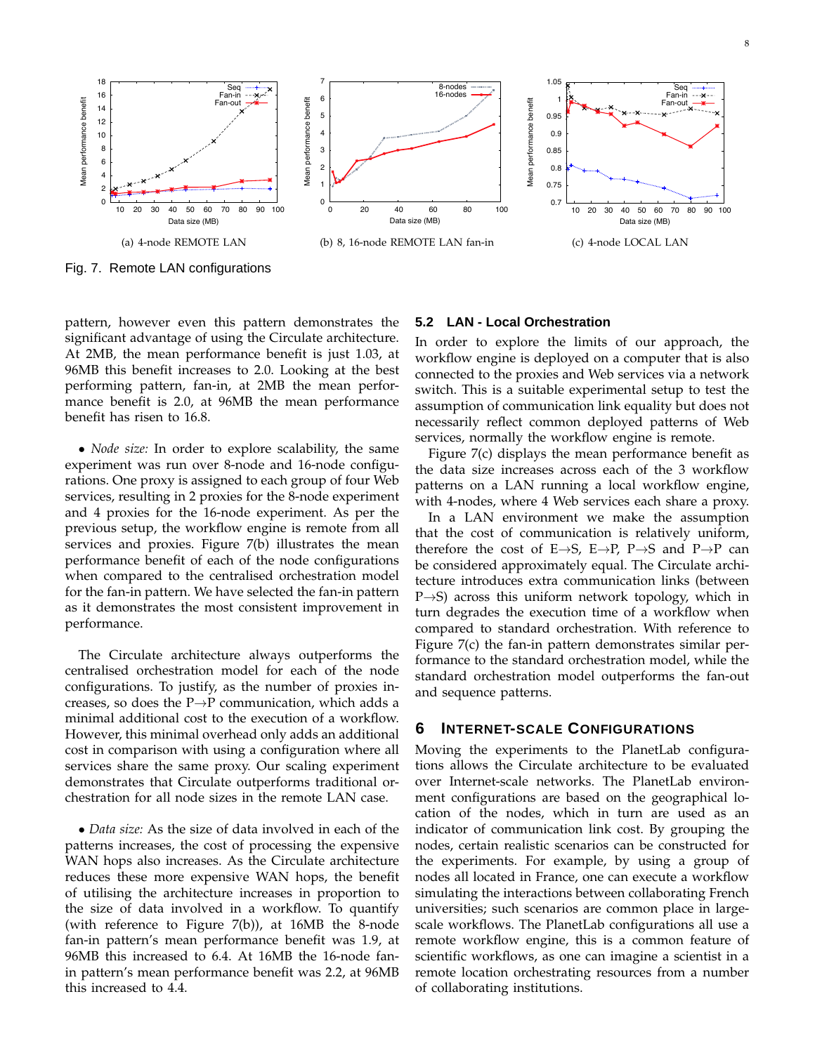(a) 4-node REMOTE LAN

(b) 8, 16-node REMOTE LAN fan-in

(c) 4-node LOCAL LAN

Fig. 7. Remote LAN configurations

pattern, however even this pattern demonstrates the significant advantage of using the Circulate architecture. At 2MB, the mean performance benefit is just 1.03, at 96MB this benefit increases to 2.0. Looking at the best performing pattern, fan-in, at 2MB the mean performance benefit is 2.0, at 96MB the mean performance benefit has risen to 16.8.

• *Node size:* In order to explore scalability, the same experiment was run over 8-node and 16-node configurations. One proxy is assigned to each group of four Web services, resulting in 2 proxies for the 8-node experiment and 4 proxies for the 16-node experiment. As per the previous setup, the workflow engine is remote from all services and proxies. Figure 7(b) illustrates the mean performance benefit of each of the node configurations when compared to the centralised orchestration model for the fan-in pattern. We have selected the fan-in pattern as it demonstrates the most consistent improvement in performance.

The Circulate architecture always outperforms the centralised orchestration model for each of the node configurations. To justify, as the number of proxies increases, so does the P→P communication, which adds a minimal additional cost to the execution of a workflow. However, this minimal overhead only adds an additional cost in comparison with using a configuration where all services share the same proxy. Our scaling experiment demonstrates that Circulate outperforms traditional orchestration for all node sizes in the remote LAN case.

• *Data size:* As the size of data involved in each of the patterns increases, the cost of processing the expensive WAN hops also increases. As the Circulate architecture reduces these more expensive WAN hops, the benefit of utilising the architecture increases in proportion to the size of data involved in a workflow. To quantify (with reference to Figure 7(b)), at 16MB the 8-node fan-in pattern's mean performance benefit was 1.9, at 96MB this increased to 6.4. At 16MB the 16-node fan-in pattern's mean performance benefit was 2.2, at 96MB this increased to 4.4.

### 5.2 LAN - Local Orchestration

In order to explore the limits of our approach, the workflow engine is deployed on a computer that is also connected to the proxies and Web services via a network switch. This is a suitable experimental setup to test the assumption of communication link equality but does not necessarily reflect common deployed patterns of Web services, normally the workflow engine is remote.

Figure 7(c) displays the mean performance benefit as the data size increases across each of the 3 workflow patterns on a LAN running a local workflow engine, with 4-nodes, where 4 Web services each share a proxy. In a LAN environment we make the assumption that the cost of communication is relatively uniform, therefore the cost of E→S, E→P, P→S and P→P can be considered approximately equal. The Circulate architecture introduces extra communication links (between P→S) across this uniform network topology, which in turn degrades the execution time of a workflow when compared to standard orchestration. With reference to Figure 7(c) the fan-in pattern demonstrates similar performance to the standard orchestration model, while the standard orchestration model outperforms the fan-out and sequence patterns.

## 6 Internet-Scale Configurations

Moving the experiments to the PlanetLab configurations allows the Circulate architecture to be evaluated over Internet-scale networks. The PlanetLab environment configurations are based on the geographical location of the nodes, which in turn are used as an indicator of communication link cost. By grouping the nodes, certain realistic scenarios can be constructed for the experiments. For example, by using a group of nodes all located in France, one can execute a workflow simulating the interactions between collaborating French universities; such scenarios are common place in large-scale workflows. The PlanetLab configurations all use a remote workflow engine, this is a common feature of scientific workflows, as one can imagine a scientist in a remote location orchestrating resources from a number of collaborating institutions.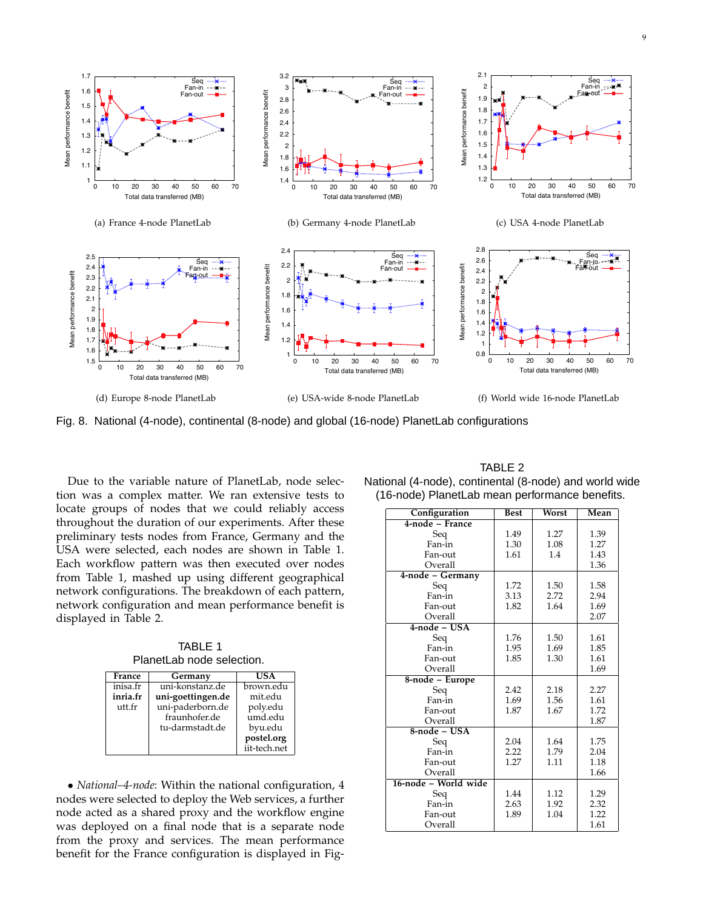(a) France 4-node PlanetLab

(b) Germany 4-node PlanetLab

(c) USA 4-node PlanetLab

(d) Europe 8-node PlanetLab

(e) USA-wide 8-node PlanetLab

(f) World wide 16-node PlanetLab

Fig. 8. National (4-node), continental (8-node) and global (16-node) PlanetLab configurations

Due to the variable nature of PlanetLab, node selection was a complex matter. We ran extensive tests to locate groups of nodes that we could reliably access throughout the duration of our experiments. After these preliminary tests nodes from France, Germany and the USA were selected, each nodes are shown in Table 1. Each workflow pattern was then executed over nodes from Table 1, mashed up using different geographical network configurations. The breakdown of each pattern, network configuration and mean performance benefit is displayed in Table 2.

TABLE 1
PlanetLab node selection.

| France | Germany | USA |
|---|---|---|
| inisa.fr | uni-konstanz.de | brown.edu |
| **inria.fr** | **uni-goettingen.de** | mit.edu |
| utt.fr | uni-paderborn.de | poly.edu |
| | fraunhofer.de | umd.edu |
| | tu-darmstadt.de | byu.edu |
| | | **postel.org** |
| | | iit-tech.net |

• *National–4-node*: Within the national configuration, 4 nodes were selected to deploy the Web services, a further node acted as a shared proxy and the workflow engine was deployed on a final node that is a separate node from the proxy and services. The mean performance benefit for the France configuration is displayed in Fig-

TABLE 2
National (4-node), continental (8-node) and world wide (16-node) PlanetLab mean performance benefits.

| Configuration | Best | Worst | Mean |
|---|---|---|---|
| **4-node – France** | | | |
| Seq | 1.49 | 1.27 | 1.39 |
| Fan-in | 1.30 | 1.08 | 1.27 |
| Fan-out | 1.61 | 1.4 | 1.43 |
| Overall | | | 1.36 |
| **4-node – Germany** | | | |
| Seq | 1.72 | 1.50 | 1.58 |
| Fan-in | 3.13 | 2.72 | 2.94 |
| Fan-out | 1.82 | 1.64 | 1.69 |
| Overall | | | 2.07 |
| **4-node – USA** | | | |
| Seq | 1.76 | 1.50 | 1.61 |
| Fan-in | 1.95 | 1.69 | 1.85 |
| Fan-out | 1.85 | 1.30 | 1.61 |
| Overall | | | 1.69 |
| **8-node – Europe** | | | |
| Seq | 2.42 | 2.18 | 2.27 |
| Fan-in | 1.69 | 1.56 | 1.61 |
| Fan-out | 1.87 | 1.67 | 1.72 |
| Overall | | | 1.87 |
| **8-node – USA** | | | |
| Seq | 2.04 | 1.64 | 1.75 |
| Fan-in | 2.22 | 1.79 | 2.04 |
| Fan-out | 1.27 | 1.11 | 1.18 |
| Overall | | | 1.66 |
| **16-node – World wide** | | | |
| Seq | 1.44 | 1.12 | 1.29 |
| Fan-in | 2.63 | 1.92 | 2.32 |
| Fan-out | 1.89 | 1.04 | 1.22 |
| Overall | | | 1.61 |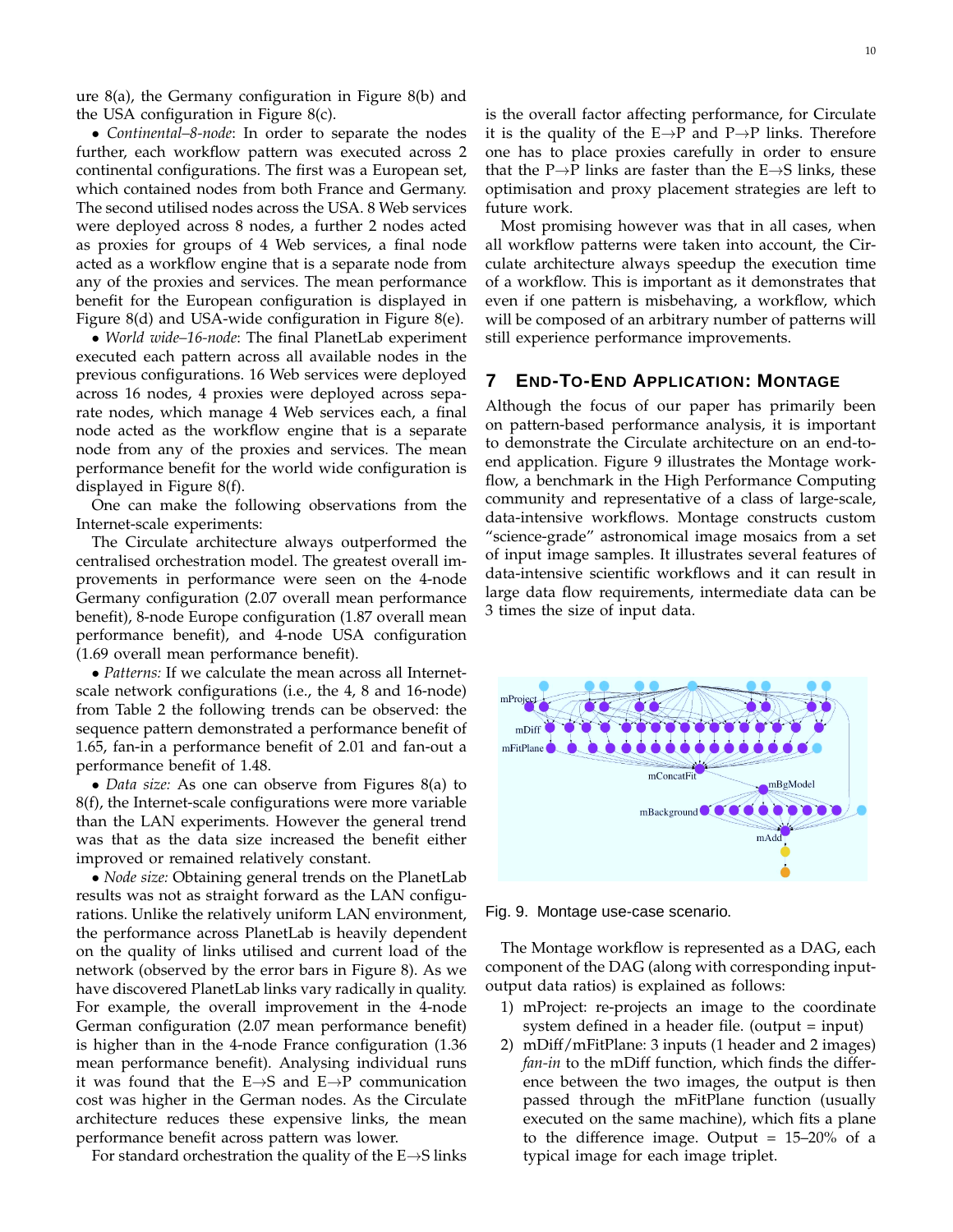ure 8(a), the Germany configuration in Figure 8(b) and the USA configuration in Figure 8(c).

• *Continental–8-node*: In order to separate the nodes further, each workflow pattern was executed across 2 continental configurations. The first was a European set, which contained nodes from both France and Germany. The second utilised nodes across the USA. 8 Web services were deployed across 8 nodes, a further 2 nodes acted as proxies for groups of 4 Web services, a final node acted as a workflow engine that is a separate node from any of the proxies and services. The mean performance benefit for the European configuration is displayed in Figure 8(d) and USA-wide configuration in Figure 8(e).

• *World wide–16-node*: The final PlanetLab experiment executed each pattern across all available nodes in the previous configurations. 16 Web services were deployed across 16 nodes, 4 proxies were deployed across separate nodes, which manage 4 Web services each, a final node acted as the workflow engine that is a separate node from any of the proxies and services. The mean performance benefit for the world wide configuration is displayed in Figure 8(f).

One can make the following observations from the Internet-scale experiments:

The Circulate architecture always outperformed the centralised orchestration model. The greatest overall improvements in performance were seen on the 4-node Germany configuration (2.07 overall mean performance benefit), 8-node Europe configuration (1.87 overall mean performance benefit), and 4-node USA configuration (1.69 overall mean performance benefit).

• *Patterns:* If we calculate the mean across all Internet-scale network configurations (i.e., the 4, 8 and 16-node) from Table 2 the following trends can be observed: the sequence pattern demonstrated a performance benefit of 1.65, fan-in a performance benefit of 2.01 and fan-out a performance benefit of 1.48.

• *Data size:* As one can observe from Figures 8(a) to 8(f), the Internet-scale configurations were more variable than the LAN experiments. However the general trend was that as the data size increased the benefit either improved or remained relatively constant.

• *Node size:* Obtaining general trends on the PlanetLab results was not as straight forward as the LAN configurations. Unlike the relatively uniform LAN environment, the performance across PlanetLab is heavily dependent on the quality of links utilised and current load of the network (observed by the error bars in Figure 8). As we have discovered PlanetLab links vary radically in quality. For example, the overall improvement in the 4-node German configuration (2.07 mean performance benefit) is higher than in the 4-node France configuration (1.36 mean performance benefit). Analysing individual runs it was found that the E→S and E→P communication cost was higher in the German nodes. As the Circulate architecture reduces these expensive links, the mean performance benefit across pattern was lower.

For standard orchestration the quality of the E→S links is the overall factor affecting performance, for Circulate it is the quality of the E→P and P→P links. Therefore one has to place proxies carefully in order to ensure that the P→P links are faster than the E→S links, these optimisation and proxy placement strategies are left to future work.

Most promising however was that in all cases, when all workflow patterns were taken into account, the Circulate architecture always speedup the execution time of a workflow. This is important as it demonstrates that even if one pattern is misbehaving, a workflow, which will be composed of an arbitrary number of patterns will still experience performance improvements.

## 7 End-To-End Application: Montage

Although the focus of our paper has primarily been on pattern-based performance analysis, it is important to demonstrate the Circulate architecture on an end-to-end application. Figure 9 illustrates the Montage workflow, a benchmark in the High Performance Computing community and representative of a class of large-scale, data-intensive workflows. Montage constructs custom "science-grade" astronomical image mosaics from a set of input image samples. It illustrates several features of data-intensive scientific workflows and it can result in large data flow requirements, intermediate data can be 3 times the size of input data.

Fig. 9. Montage use-case scenario.

The Montage workflow is represented as a DAG, each component of the DAG (along with corresponding input-output data ratios) is explained as follows:

1) mProject: re-projects an image to the coordinate system defined in a header file. (output = input)
2) mDiff/mFitPlane: 3 inputs (1 header and 2 images) *fan-in* to the mDiff function, which finds the difference between the two images, the output is then passed through the mFitPlane function (usually executed on the same machine), which fits a plane to the difference image. Output = 15–20% of a typical image for each image triplet.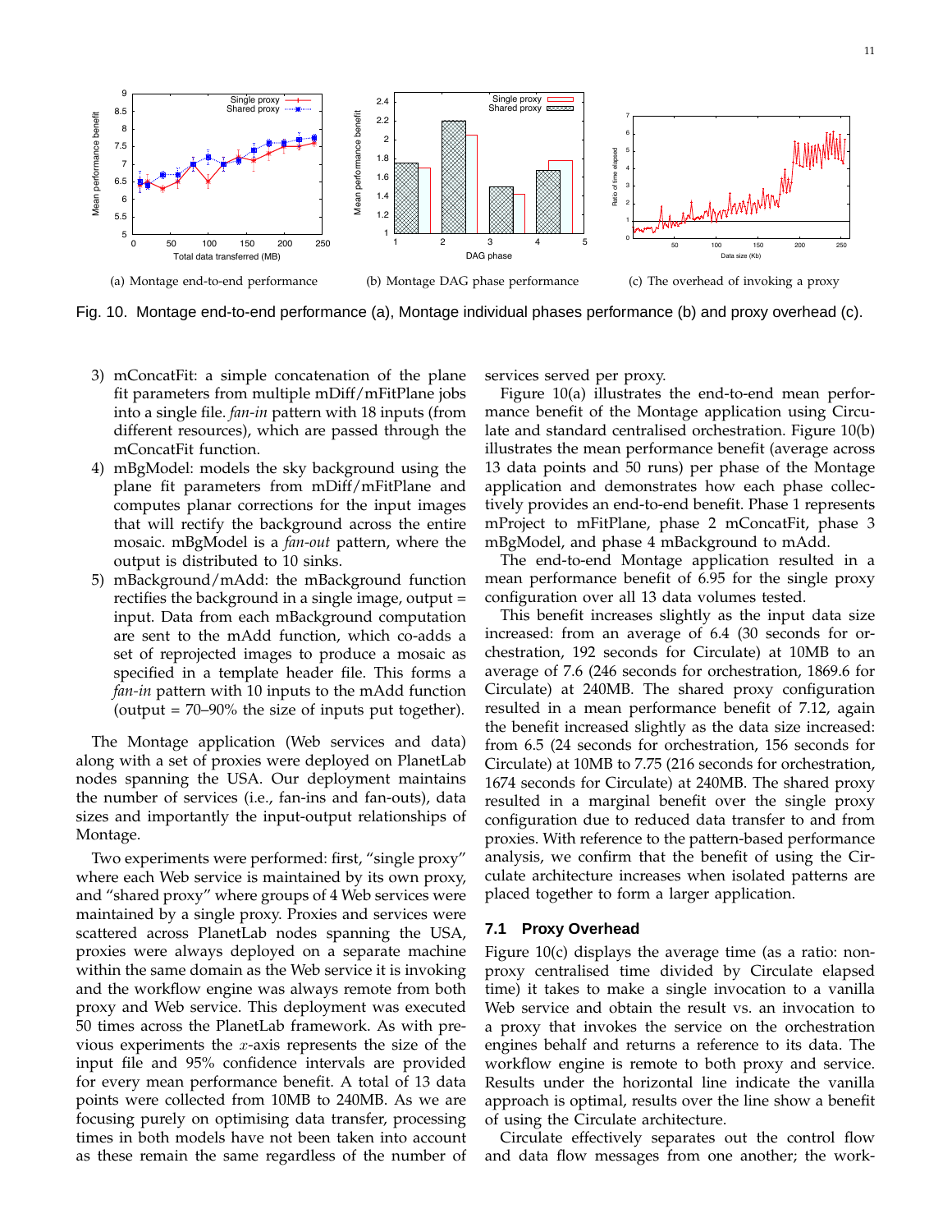(a) Montage end-to-end performance

(b) Montage DAG phase performance

(c) The overhead of invoking a proxy

Fig. 10. Montage end-to-end performance (a), Montage individual phases performance (b) and proxy overhead (c).

3) mConcatFit: a simple concatenation of the plane fit parameters from multiple mDiff/mFitPlane jobs into a single file. *fan-in* pattern with 18 inputs (from different resources), which are passed through the mConcatFit function.
4) mBgModel: models the sky background using the plane fit parameters from mDiff/mFitPlane and computes planar corrections for the input images that will rectify the background across the entire mosaic. mBgModel is a *fan-out* pattern, where the output is distributed to 10 sinks.
5) mBackground/mAdd: the mBackground function rectifies the background in a single image, output = input. Data from each mBackground computation are sent to the mAdd function, which co-adds a set of reprojected images to produce a mosaic as specified in a template header file. This forms a *fan-in* pattern with 10 inputs to the mAdd function (output = 70–90% the size of inputs put together).

The Montage application (Web services and data) along with a set of proxies were deployed on PlanetLab nodes spanning the USA. Our deployment maintains the number of services (i.e., fan-ins and fan-outs), data sizes and importantly the input-output relationships of Montage.

Two experiments were performed: first, "single proxy" where each Web service is maintained by its own proxy, and "shared proxy" where groups of 4 Web services were maintained by a single proxy. Proxies and services were scattered across PlanetLab nodes spanning the USA, proxies were always deployed on a separate machine within the same domain as the Web service it is invoking and the workflow engine was always remote from both proxy and Web service. This deployment was executed 50 times across the PlanetLab framework. As with previous experiments the $x$-axis represents the size of the input file and 95% confidence intervals are provided for every mean performance benefit. A total of 13 data points were collected from 10MB to 240MB. As we are focusing purely on optimising data transfer, processing times in both models have not been taken into account as these remain the same regardless of the number of services served per proxy.

Figure 10(a) illustrates the end-to-end mean performance benefit of the Montage application using Circulate and standard centralised orchestration. Figure 10(b) illustrates the mean performance benefit (average across 13 data points and 50 runs) per phase of the Montage application and demonstrates how each phase collectively provides an end-to-end benefit. Phase 1 represents mProject to mFitPlane, phase 2 mConcatFit, phase 3 mBgModel, and phase 4 mBackground to mAdd.

The end-to-end Montage application resulted in a mean performance benefit of 6.95 for the single proxy configuration over all 13 data volumes tested.

This benefit increases slightly as the input data size increased: from an average of 6.4 (30 seconds for orchestration, 192 seconds for Circulate) at 10MB to an average of 7.6 (246 seconds for orchestration, 1869.6 for Circulate) at 240MB. The shared proxy configuration resulted in a mean performance benefit of 7.12, again the benefit increased slightly as the data size increased: from 6.5 (24 seconds for orchestration, 156 seconds for Circulate) at 10MB to 7.75 (216 seconds for orchestration, 1674 seconds for Circulate) at 240MB. The shared proxy resulted in a marginal benefit over the single proxy configuration due to reduced data transfer to and from proxies. With reference to the pattern-based performance analysis, we confirm that the benefit of using the Circulate architecture increases when isolated patterns are placed together to form a larger application.

### 7.1 Proxy Overhead

Figure 10(c) displays the average time (as a ratio: non-proxy centralised time divided by Circulate elapsed time) it takes to make a single invocation to a vanilla Web service and obtain the result vs. an invocation to a proxy that invokes the service on the orchestration engines behalf and returns a reference to its data. The workflow engine is remote to both proxy and service. Results under the horizontal line indicate the vanilla approach is optimal, results over the line show a benefit of using the Circulate architecture.

Circulate effectively separates out the control flow and data flow messages from one another; the work-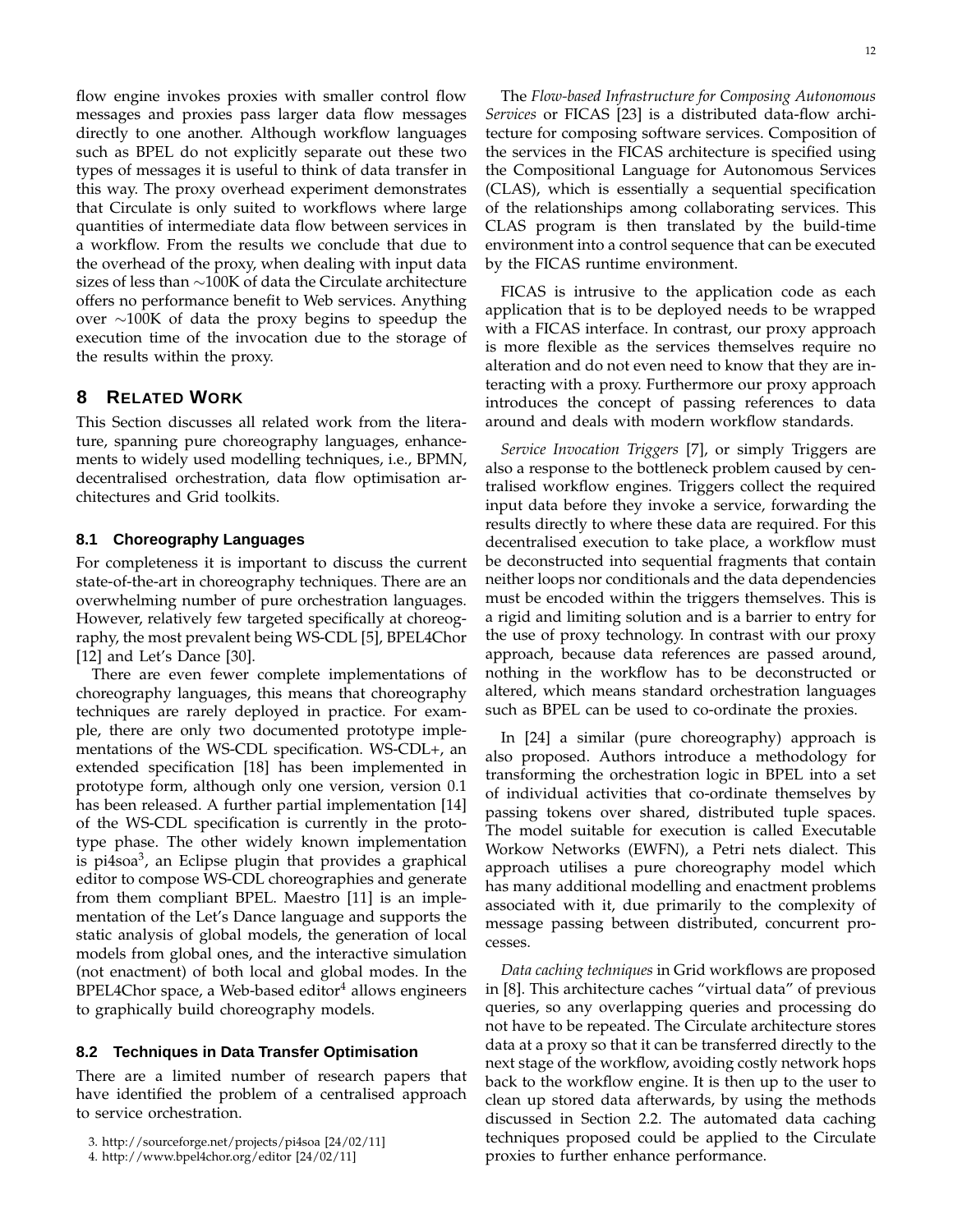flow engine invokes proxies with smaller control flow messages and proxies pass larger data flow messages directly to one another. Although workflow languages such as BPEL do not explicitly separate out these two types of messages it is useful to think of data transfer in this way. The proxy overhead experiment demonstrates that Circulate is only suited to workflows where large quantities of intermediate data flow between services in a workflow. From the results we conclude that due to the overhead of the proxy, when dealing with input data sizes of less than ∼100K of data the Circulate architecture offers no performance benefit to Web services. Anything over ∼100K of data the proxy begins to speedup the execution time of the invocation due to the storage of the results within the proxy.

## 8 Related Work

This Section discusses all related work from the literature, spanning pure choreography languages, enhancements to widely used modelling techniques, i.e., BPMN, decentralised orchestration, data flow optimisation architectures and Grid toolkits.

### 8.1 Choreography Languages

For completeness it is important to discuss the current state-of-the-art in choreography techniques. There are an overwhelming number of pure orchestration languages. However, relatively few targeted specifically at choreography, the most prevalent being WS-CDL [5], BPEL4Chor [12] and Let's Dance [30].

There are even fewer complete implementations of choreography languages, this means that choreography techniques are rarely deployed in practice. For example, there are only two documented prototype implementations of the WS-CDL specification. WS-CDL+, an extended specification [18] has been implemented in prototype form, although only one version, version 0.1 has been released. A further partial implementation [14] of the WS-CDL specification is currently in the prototype phase. The other widely known implementation is pi4soa[3], an Eclipse plugin that provides a graphical editor to compose WS-CDL choreographies and generate from them compliant BPEL. Maestro [11] is an implementation of the Let's Dance language and supports the static analysis of global models, the generation of local models from global ones, and the interactive simulation (not enactment) of both local and global modes. In the BPEL4Chor space, a Web-based editor[4] allows engineers to graphically build choreography models.

### 8.2 Techniques in Data Transfer Optimisation

There are a limited number of research papers that have identified the problem of a centralised approach to service orchestration.

The *Flow-based Infrastructure for Composing Autonomous Services* or FICAS [23] is a distributed data-flow architecture for composing software services. Composition of the services in the FICAS architecture is specified using the Compositional Language for Autonomous Services (CLAS), which is essentially a sequential specification of the relationships among collaborating services. This CLAS program is then translated by the build-time environment into a control sequence that can be executed by the FICAS runtime environment.

FICAS is intrusive to the application code as each application that is to be deployed needs to be wrapped with a FICAS interface. In contrast, our proxy approach is more flexible as the services themselves require no alteration and do not even need to know that they are interacting with a proxy. Furthermore our proxy approach introduces the concept of passing references to data around and deals with modern workflow standards.

*Service Invocation Triggers* [7], or simply Triggers are also a response to the bottleneck problem caused by centralised workflow engines. Triggers collect the required input data before they invoke a service, forwarding the results directly to where these data are required. For this decentralised execution to take place, a workflow must be deconstructed into sequential fragments that contain neither loops nor conditionals and the data dependencies must be encoded within the triggers themselves. This is a rigid and limiting solution and is a barrier to entry for the use of proxy technology. In contrast with our proxy approach, because data references are passed around, nothing in the workflow has to be deconstructed or altered, which means standard orchestration languages such as BPEL can be used to co-ordinate the proxies.

In [24] a similar (pure choreography) approach is also proposed. Authors introduce a methodology for transforming the orchestration logic in BPEL into a set of individual activities that co-ordinate themselves by passing tokens over shared, distributed tuple spaces. The model suitable for execution is called Executable Workow Networks (EWFN), a Petri nets dialect. This approach utilises a pure choreography model which has many additional modelling and enactment problems associated with it, due primarily to the complexity of message passing between distributed, concurrent processes.

*Data caching techniques* in Grid workflows are proposed in [8]. This architecture caches "virtual data" of previous queries, so any overlapping queries and processing do not have to be repeated. The Circulate architecture stores data at a proxy so that it can be transferred directly to the next stage of the workflow, avoiding costly network hops back to the workflow engine. It is then up to the user to clean up stored data afterwards, by using the methods discussed in Section 2.2. The automated data caching techniques proposed could be applied to the Circulate proxies to further enhance performance.

3. http://sourceforge.net/projects/pi4soa [24/02/11]
4. http://www.bpel4chor.org/editor [24/02/11]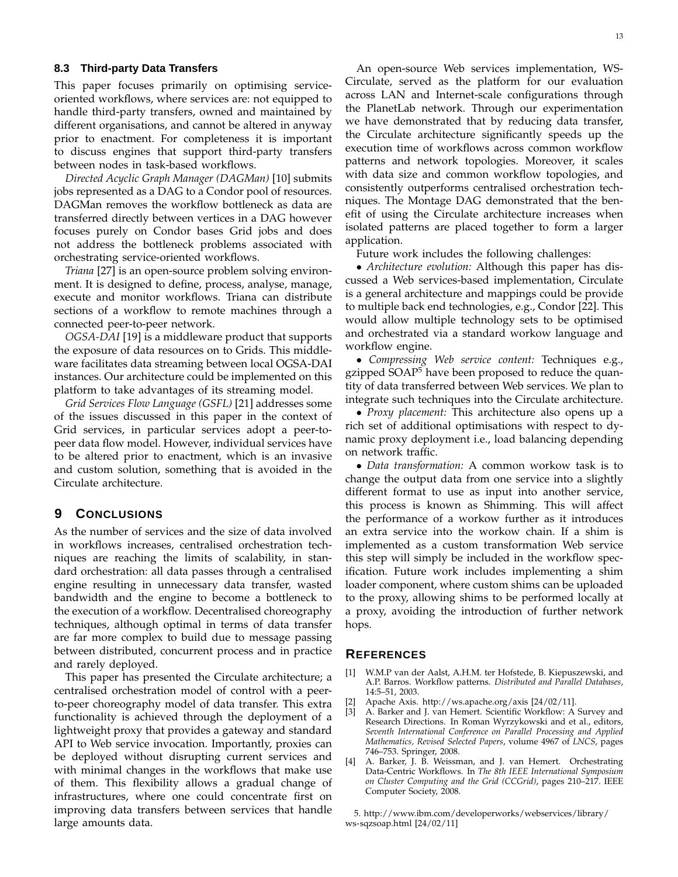### 8.3 Third-party Data Transfers

This paper focuses primarily on optimising service-oriented workflows, where services are: not equipped to handle third-party transfers, owned and maintained by different organisations, and cannot be altered in anyway prior to enactment. For completeness it is important to discuss engines that support third-party transfers between nodes in task-based workflows.

*Directed Acyclic Graph Manager (DAGMan)* [10] submits jobs represented as a DAG to a Condor pool of resources. DAGMan removes the workflow bottleneck as data are transferred directly between vertices in a DAG however focuses purely on Condor bases Grid jobs and does not address the bottleneck problems associated with orchestrating service-oriented workflows.

*Triana* [27] is an open-source problem solving environment. It is designed to define, process, analyse, manage, execute and monitor workflows. Triana can distribute sections of a workflow to remote machines through a connected peer-to-peer network.

*OGSA-DAI* [19] is a middleware product that supports the exposure of data resources on to Grids. This middleware facilitates data streaming between local OGSA-DAI instances. Our architecture could be implemented on this platform to take advantages of its streaming model.

*Grid Services Flow Language (GSFL)* [21] addresses some of the issues discussed in this paper in the context of Grid services, in particular services adopt a peer-to-peer data flow model. However, individual services have to be altered prior to enactment, which is an invasive and custom solution, something that is avoided in the Circulate architecture.

## 9 Conclusions

As the number of services and the size of data involved in workflows increases, centralised orchestration techniques are reaching the limits of scalability, in standard orchestration: all data passes through a centralised engine resulting in unnecessary data transfer, wasted bandwidth and the engine to become a bottleneck to the execution of a workflow. Decentralised choreography techniques, although optimal in terms of data transfer are far more complex to build due to message passing between distributed, concurrent process and in practice and rarely deployed.

This paper has presented the Circulate architecture; a centralised orchestration model of control with a peer-to-peer choreography model of data transfer. This extra functionality is achieved through the deployment of a lightweight proxy that provides a gateway and standard API to Web service invocation. Importantly, proxies can be deployed without disrupting current services and with minimal changes in the workflows that make use of them. This flexibility allows a gradual change of infrastructures, where one could concentrate first on improving data transfers between services that handle large amounts data.

An open-source Web services implementation, WS-Circulate, served as the platform for our evaluation across LAN and Internet-scale configurations through the PlanetLab network. Through our experimentation we have demonstrated that by reducing data transfer, the Circulate architecture significantly speeds up the execution time of workflows across common workflow patterns and network topologies. Moreover, it scales with data size and common workflow topologies, and consistently outperforms centralised orchestration techniques. The Montage DAG demonstrated that the benefit of using the Circulate architecture increases when isolated patterns are placed together to form a larger application.

Future work includes the following challenges:

- *Architecture evolution:* Although this paper has discussed a Web services-based implementation, Circulate is a general architecture and mappings could be provide to multiple back end technologies, e.g., Condor [22]. This would allow multiple technology sets to be optimised and orchestrated via a standard workow language and workflow engine.
- *Compressing Web service content:* Techniques e.g., gzipped SOAP[5] have been proposed to reduce the quantity of data transferred between Web services. We plan to integrate such techniques into the Circulate architecture.
- *Proxy placement:* This architecture also opens up a rich set of additional optimisations with respect to dynamic proxy deployment i.e., load balancing depending on network traffic.
- *Data transformation:* A common workow task is to change the output data from one service into a slightly different format to use as input into another service, this process is known as Shimming. This will affect the performance of a workow further as it introduces an extra service into the workow chain. If a shim is implemented as a custom transformation Web service this step will simply be included in the workflow specification. Future work includes implementing a shim loader component, where custom shims can be uploaded to the proxy, allowing shims to be performed locally at a proxy, avoiding the introduction of further network hops.

## References

[1] W.M.P van der Aalst, A.H.M. ter Hofstede, B. Kiepuszewski, and A.P. Barros. Workflow patterns. *Distributed and Parallel Databases*, 14:5–51, 2003.

[2] Apache Axis. http://ws.apache.org/axis [24/02/11].

[3] A. Barker and J. van Hemert. Scientific Workflow: A Survey and Research Directions. In Roman Wyrzykowski and et al., editors, *Seventh International Conference on Parallel Processing and Applied Mathematics, Revised Selected Papers*, volume 4967 of *LNCS*, pages 746–753. Springer, 2008.

[4] A. Barker, J. B. Weissman, and J. van Hemert. Orchestrating Data-Centric Workflows. In *The 8th IEEE International Symposium on Cluster Computing and the Grid (CCGrid)*, pages 210–217. IEEE Computer Society, 2008.

5. http://www.ibm.com/developerworks/webservices/library/ws-sqzsoap.html [24/02/11]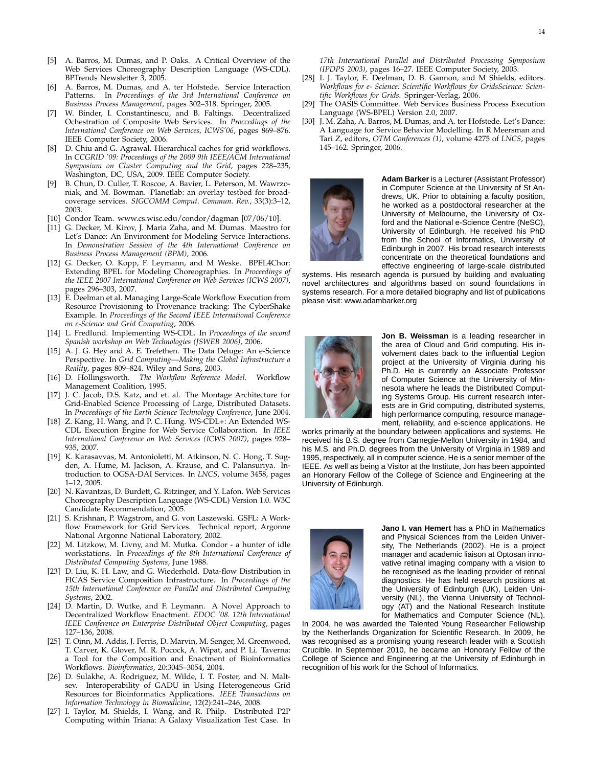[5] A. Barros, M. Dumas, and P. Oaks. A Critical Overview of the Web Services Choreography Description Language (WS-CDL). BPTrends Newsletter 3, 2005.

[6] A. Barros, M. Dumas, and A. ter Hofstede. Service Interaction Patterns. In *Proceedings of the 3rd International Conference on Business Process Management*, pages 302–318. Springer, 2005.

[7] W. Binder, I. Constantinescu, and B. Faltings. Decentralized Ochestration of Composite Web Services. In *Proccedings of the International Conference on Web Services, ICWS'06*, pages 869–876. IEEE Computer Society, 2006.

[8] D. Chiu and G. Agrawal. Hierarchical caches for grid workflows. In *CCGRID '09: Proceedings of the 2009 9th IEEE/ACM International Symposium on Cluster Computing and the Grid*, pages 228–235, Washington, DC, USA, 2009. IEEE Computer Society.

[9] B. Chun, D. Culler, T. Roscoe, A. Bavier, L. Peterson, M. Wawrzoniak, and M. Bowman. Planetlab: an overlay testbed for broad-coverage services. *SIGCOMM Comput. Commun. Rev.*, 33(3):3–12, 2003.

[10] Condor Team. www.cs.wisc.edu/condor/dagman [07/06/10].

[11] G. Decker, M. Kirov, J. Maria Zaha, and M. Dumas. Maestro for Let's Dance: An Environment for Modeling Service Interactions. In *Demonstration Session of the 4th International Conference on Business Process Management (BPM)*, 2006.

[12] G. Decker, O. Kopp, F. Leymann, and M Weske. BPEL4Chor: Extending BPEL for Modeling Choreographies. In *Proceedings of the IEEE 2007 International Conference on Web Services (ICWS 2007)*, pages 296–303, 2007.

[13] E. Deelman et al. Managing Large-Scale Workflow Execution from Resource Provisioning to Provenance tracking: The CyberShake Example. In *Proceedings of the Second IEEE International Conference on e-Science and Grid Computing*, 2006.

[14] L. Fredlund. Implementing WS-CDL. In *Proceedings of the second Spanish workshop on Web Technologies (JSWEB 2006)*, 2006.

[15] A. J. G. Hey and A. E. Trefethen. The Data Deluge: An e-Science Perspective. In *Grid Computing—Making the Global Infrastructure a Reality*, pages 809–824. Wiley and Sons, 2003.

[16] D. Hollingsworth. *The Workflow Reference Model*. Workflow Management Coalition, 1995.

[17] J. C. Jacob, D.S. Katz, and et. al. The Montage Architecture for Grid-Enabled Science Processing of Large, Distributed Datasets. In *Proceedings of the Earth Science Technology Conference*, June 2004.

[18] Z. Kang, H. Wang, and P. C. Hung. WS-CDL+: An Extended WS-CDL Execution Engine for Web Service Collaboration. In *IEEE International Conference on Web Services (ICWS 2007)*, pages 928–935, 2007.

[19] K. Karasavvas, M. Antonioletti, M. Atkinson, N. C. Hong, T. Sugden, A. Hume, M. Jackson, A. Krause, and C. Palansuriya. Introduction to OGSA-DAI Services. In *LNCS*, volume 3458, pages 1–12, 2005.

[20] N. Kavantzas, D. Burdett, G. Ritzinger, and Y. Lafon. Web Services Choreography Description Language (WS-CDL) Version 1.0. W3C Candidate Recommendation, 2005.

[21] S. Krishnan, P. Wagstrom, and G. von Laszewski. GSFL: A Workflow Framework for Grid Services. Technical report, Argonne National Argonne National Laboratory, 2002.

[22] M. Litzkow, M. Livny, and M. Mutka. Condor - a hunter of idle workstations. In *Proceedings of the 8th International Conference of Distributed Computing Systems*, June 1988.

[23] D. Liu, K. H. Law, and G. Wiederhold. Data-flow Distribution in FICAS Service Composition Infrastructure. In *Proceedings of the 15th International Conference on Parallel and Distributed Computing Systems*, 2002.

[24] D. Martin, D. Wutke, and F. Leymann. A Novel Approach to Decentralized Workflow Enactment. *EDOC '08. 12th International IEEE Conference on Enterprise Distributed Object Computing*, pages 127–136, 2008.

[25] T. Oinn, M. Addis, J. Ferris, D. Marvin, M. Senger, M. Greenwood, T. Carver, K. Glover, M. R. Pocock, A. Wipat, and P. Li. Taverna: a Tool for the Composition and Enactment of Bioinformatics Workflows. *Bioinformatics*, 20:3045–3054, 2004.

[26] D. Sulakhe, A. Rodriguez, M. Wilde, I. T. Foster, and N. Maltsev. Interoperability of GADU in Using Heterogeneous Grid Resources for Bioinformatics Applications. *IEEE Transactions on Information Technology in Biomedicine*, 12(2):241–246, 2008.

[27] I. Taylor, M. Shields, I. Wang, and R. Philp. Distributed P2P Computing within Triana: A Galaxy Visualization Test Case. In *17th International Parallel and Distributed Processing Symposium (IPDPS 2003)*, pages 16–27. IEEE Computer Society, 2003.

[28] I. J. Taylor, E. Deelman, D. B. Gannon, and M. Shields, editors. *Workflows for e- Science: Scientific Workflows for GridsScience: Scientific Workflows for Grids.* Springer-Verlag, 2006.

[29] The OASIS Committee. Web Services Business Process Execution Language (WS-BPEL) Version 2.0, 2007.

[30] J. M. Zaha, A. Barros, M. Dumas, and A. ter Hofstede. Let's Dance: A Language for Service Behavior Modelling. In R Meersman and Tari Z, editors, *OTM Conferences (1)*, volume 4275 of *LNCS*, pages 145–162. Springer, 2006.

**Adam Barker** is a Lecturer (Assistant Professor) in Computer Science at the University of St Andrews, UK. Prior to obtaining a faculty position, he worked as a postdoctoral researcher at the University of Melbourne, the University of Oxford and the National e-Science Centre (NeSC), University of Edinburgh. He received his PhD from the School of Informatics, University of Edinburgh in 2007. His broad research interests concentrate on the theoretical foundations and effective engineering of large-scale distributed systems. His research agenda is pursued by building and evaluating novel architectures and algorithms based on sound foundations in systems research. For a more detailed biography and list of publications please visit: www.adambarker.org

**Jon B. Weissman** is a leading researcher in the area of Cloud and Grid computing. His involvement dates back to the influential Legion project at the University of Virginia during his Ph.D. He is currently an Associate Professor of Computer Science at the University of Minnesota where he leads the Distributed Computing Systems Group. His current research interests are in Grid computing, distributed systems, high performance computing, resource management, reliability, and e-science applications. He works primarily at the boundary between applications and systems. He received his B.S. degree from Carnegie-Mellon University in 1984, and his M.S. and Ph.D. degrees from the University of Virginia in 1989 and 1995, respectively, all in computer science. He is a senior member of the IEEE. As well as being a Visitor at the Institute, Jon has been appointed an Honorary Fellow of the College of Science and Engineering at the University of Edinburgh.

**Jano I. van Hemert** has a PhD in Mathematics and Physical Sciences from the Leiden University, The Netherlands (2002). He is a project manager and academic liaison at Optosan innovative retinal imaging company with a vision to be recognised as the leading provider of retinal diagnostics. He has held research positions at the University of Edinburgh (UK), Leiden University (NL), the Vienna University of Technology (AT) and the National Research Institute for Mathematics and Computer Science (NL). In 2004, he was awarded the Talented Young Researcher Fellowship by the Netherlands Organization for Scientific Research. In 2009, he was recognised as a promising young research leader with a Scottish Crucible. In September 2010, he became an Honorary Fellow of the College of Science and Engineering at the University of Edinburgh in recognition of his work for the School of Informatics.